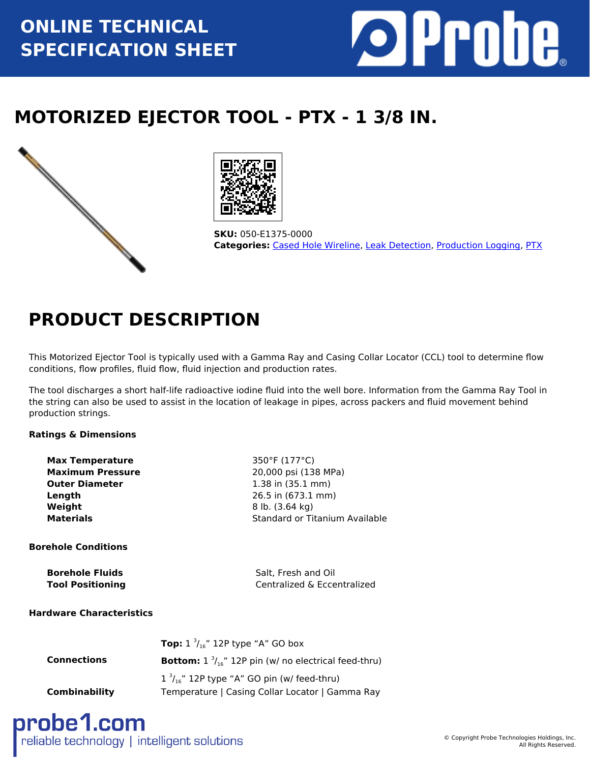ONLINE TECHNICAL SPECIFICATION SHEET

# MOTORIZED EJECTOR TOOL - PTX - 1 3/8 IN.

**SKU:** 050-E1375-0000
**Categories:** Cased Hole Wireline, Leak Detection, Production Logging, PTX

## PRODUCT DESCRIPTION

This Motorized Ejector Tool is typically used with a Gamma Ray and Casing Collar Locator (CCL) tool to determine flow conditions, flow profiles, fluid flow, fluid injection and production rates.

The tool discharges a short half-life radioactive iodine fluid into the well bore. Information from the Gamma Ray Tool in the string can also be used to assist in the location of leakage in pipes, across packers and fluid movement behind production strings.

**Ratings & Dimensions**

| | |
|---|---|
| **Max Temperature** | 350°F (177°C) |
| **Maximum Pressure** | 20,000 psi (138 MPa) |
| **Outer Diameter** | 1.38 in (35.1 mm) |
| **Length** | 26.5 in (673.1 mm) |
| **Weight** | 8 lb. (3.64 kg) |
| **Materials** | Standard or Titanium Available |

**Borehole Conditions**

| | |
|---|---|
| **Borehole Fluids** | Salt, Fresh and Oil |
| **Tool Positioning** | Centralized & Eccentralized |

**Hardware Characteristics**

| | |
|---|---|
| **Connections** | **Top:** 1 3/16" 12P type "A" GO box<br>**Bottom:** 1 3/16" 12P pin (w/ no electrical feed-thru)<br>1 3/16" 12P type "A" GO pin (w/ feed-thru) |
| **Combinability** | Temperature \| Casing Collar Locator \| Gamma Ray |

probe1.com
reliable technology | intelligent solutions

© Copyright Probe Technologies Holdings, Inc. All Rights Reserved.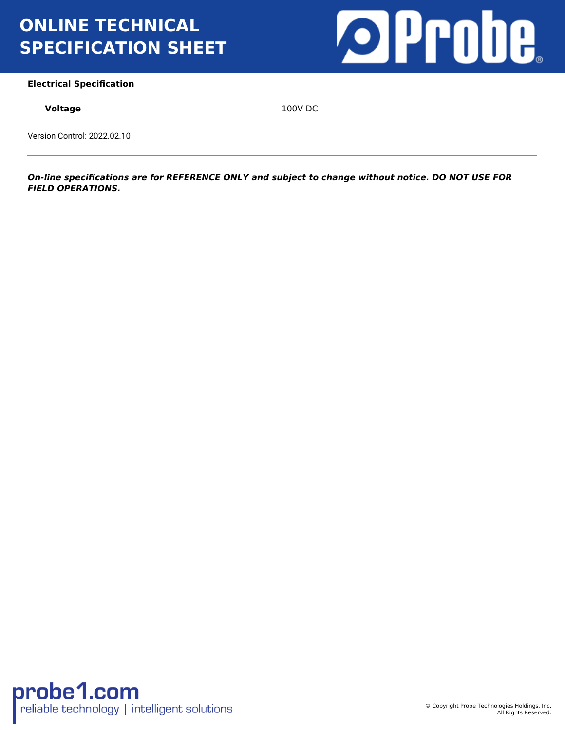**Electrical Specification**

| | |
|---|---|
| **Voltage** | 100V DC |

Version Control: 2022.02.10

---

***On-line specifications are for REFERENCE ONLY and subject to change without notice. DO NOT USE FOR FIELD OPERATIONS.***